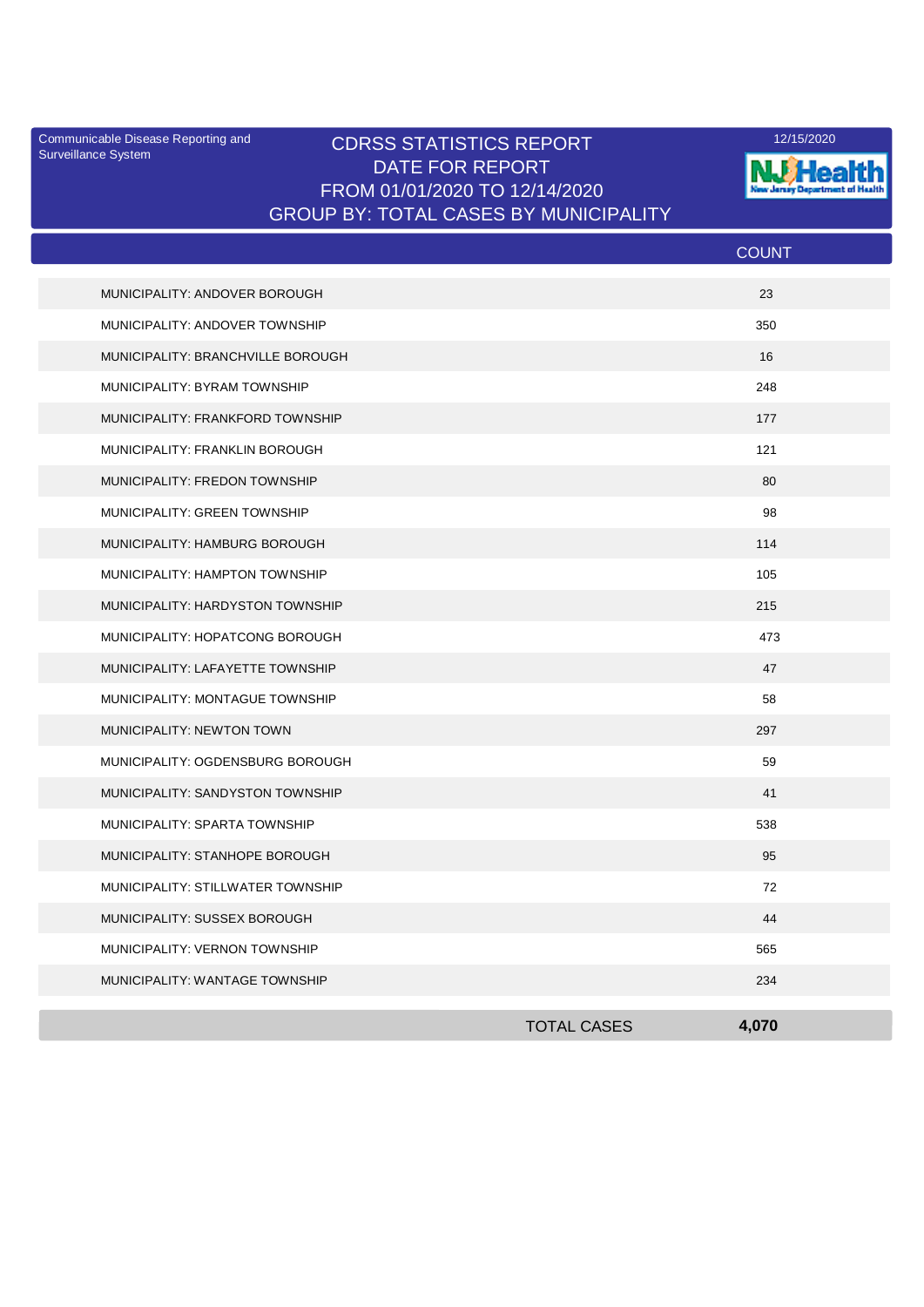Communicable Disease Reporting and Surveillance System

12/15/2020

# CDRSS STATISTICS REPORT
## DATE FOR REPORT
## FROM 01/01/2020 TO 12/14/2020
## GROUP BY: TOTAL CASES BY MUNICIPALITY

| | COUNT |
|---|---|
| MUNICIPALITY: ANDOVER BOROUGH | 23 |
| MUNICIPALITY: ANDOVER TOWNSHIP | 350 |
| MUNICIPALITY: BRANCHVILLE BOROUGH | 16 |
| MUNICIPALITY: BYRAM TOWNSHIP | 248 |
| MUNICIPALITY: FRANKFORD TOWNSHIP | 177 |
| MUNICIPALITY: FRANKLIN BOROUGH | 121 |
| MUNICIPALITY: FREDON TOWNSHIP | 80 |
| MUNICIPALITY: GREEN TOWNSHIP | 98 |
| MUNICIPALITY: HAMBURG BOROUGH | 114 |
| MUNICIPALITY: HAMPTON TOWNSHIP | 105 |
| MUNICIPALITY: HARDYSTON TOWNSHIP | 215 |
| MUNICIPALITY: HOPATCONG BOROUGH | 473 |
| MUNICIPALITY: LAFAYETTE TOWNSHIP | 47 |
| MUNICIPALITY: MONTAGUE TOWNSHIP | 58 |
| MUNICIPALITY: NEWTON TOWN | 297 |
| MUNICIPALITY: OGDENSBURG BOROUGH | 59 |
| MUNICIPALITY: SANDYSTON TOWNSHIP | 41 |
| MUNICIPALITY: SPARTA TOWNSHIP | 538 |
| MUNICIPALITY: STANHOPE BOROUGH | 95 |
| MUNICIPALITY: STILLWATER TOWNSHIP | 72 |
| MUNICIPALITY: SUSSEX BOROUGH | 44 |
| MUNICIPALITY: VERNON TOWNSHIP | 565 |
| MUNICIPALITY: WANTAGE TOWNSHIP | 234 |
| TOTAL CASES | **4,070** |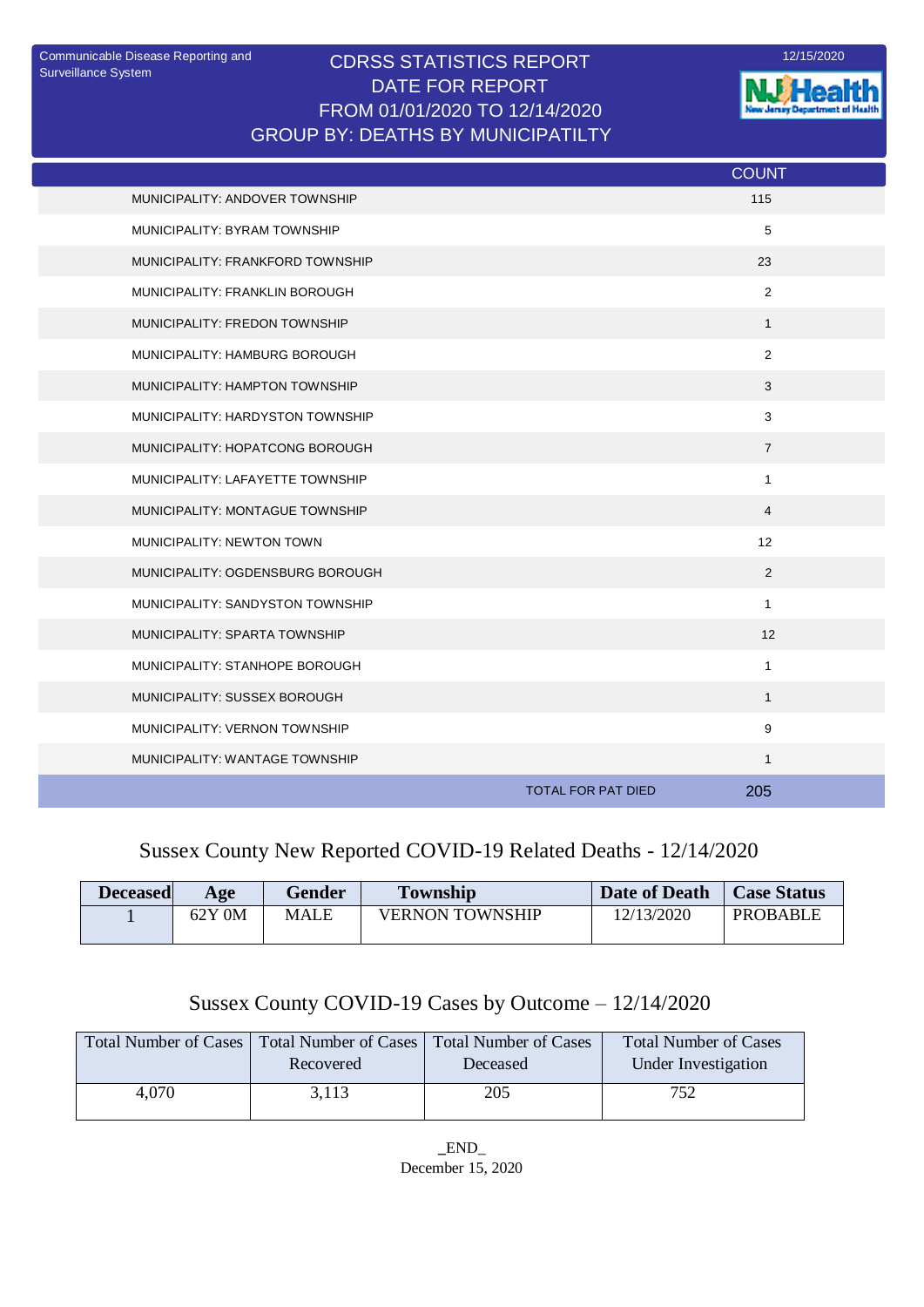Communicable Disease Reporting and Surveillance System

# CDRSS STATISTICS REPORT
## DATE FOR REPORT
## FROM 01/01/2020 TO 12/14/2020
## GROUP BY: DEATHS BY MUNICIPATILTY

12/15/2020

| | COUNT |
|---|---|
| MUNICIPALITY: ANDOVER TOWNSHIP | 115 |
| MUNICIPALITY: BYRAM TOWNSHIP | 5 |
| MUNICIPALITY: FRANKFORD TOWNSHIP | 23 |
| MUNICIPALITY: FRANKLIN BOROUGH | 2 |
| MUNICIPALITY: FREDON TOWNSHIP | 1 |
| MUNICIPALITY: HAMBURG BOROUGH | 2 |
| MUNICIPALITY: HAMPTON TOWNSHIP | 3 |
| MUNICIPALITY: HARDYSTON TOWNSHIP | 3 |
| MUNICIPALITY: HOPATCONG BOROUGH | 7 |
| MUNICIPALITY: LAFAYETTE TOWNSHIP | 1 |
| MUNICIPALITY: MONTAGUE TOWNSHIP | 4 |
| MUNICIPALITY: NEWTON TOWN | 12 |
| MUNICIPALITY: OGDENSBURG BOROUGH | 2 |
| MUNICIPALITY: SANDYSTON TOWNSHIP | 1 |
| MUNICIPALITY: SPARTA TOWNSHIP | 12 |
| MUNICIPALITY: STANHOPE BOROUGH | 1 |
| MUNICIPALITY: SUSSEX BOROUGH | 1 |
| MUNICIPALITY: VERNON TOWNSHIP | 9 |
| MUNICIPALITY: WANTAGE TOWNSHIP | 1 |
| TOTAL FOR PAT DIED | 205 |

## Sussex County New Reported COVID-19 Related Deaths - 12/14/2020

| Deceased | Age | Gender | Township | Date of Death | Case Status |
|---|---|---|---|---|---|
| 1 | 62Y 0M | MALE | VERNON TOWNSHIP | 12/13/2020 | PROBABLE |

## Sussex County COVID-19 Cases by Outcome – 12/14/2020

| Total Number of Cases | Total Number of Cases Recovered | Total Number of Cases Deceased | Total Number of Cases Under Investigation |
|---|---|---|---|
| 4,070 | 3,113 | 205 | 752 |

_END_
December 15, 2020